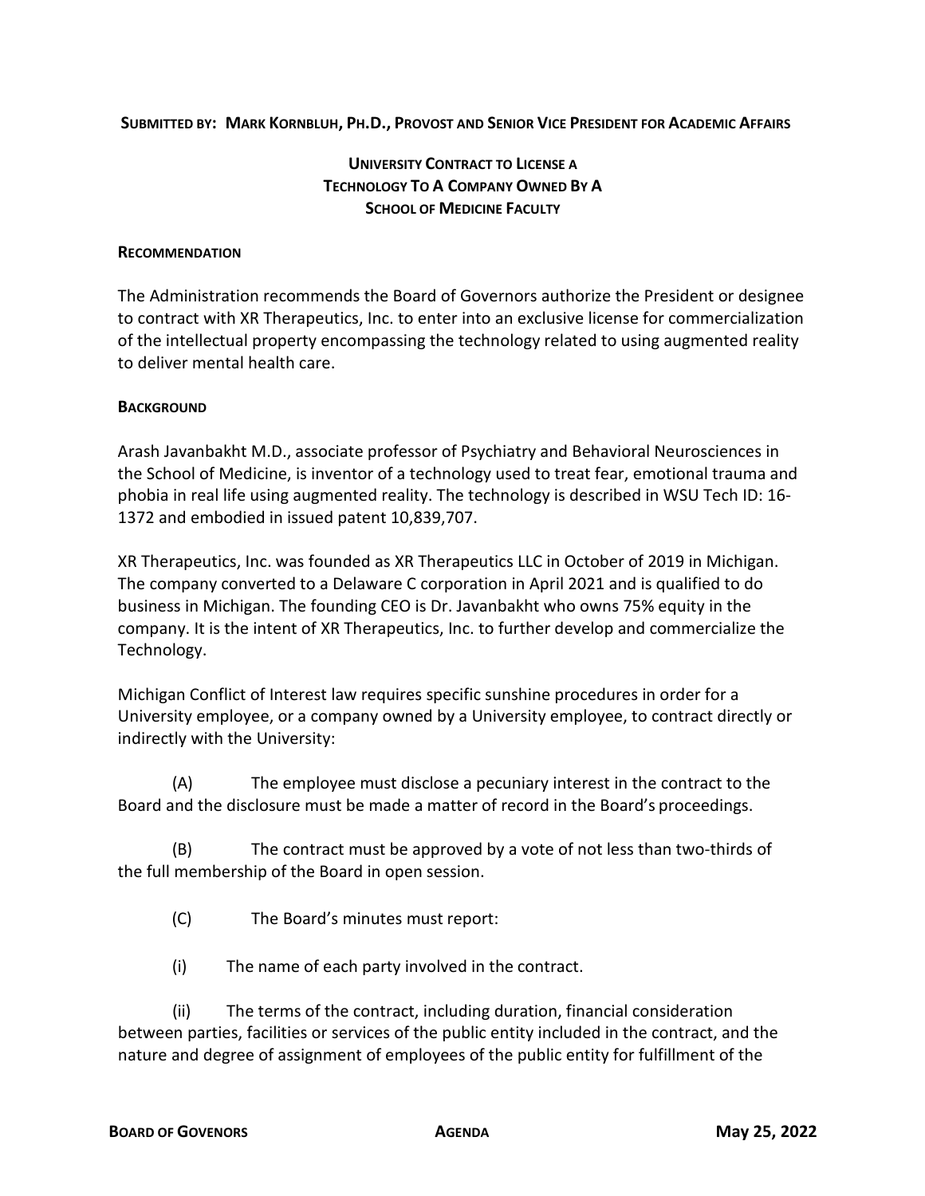**SUBMITTED BY: MARK KORNBLUH, PH.D., PROVOST AND SENIOR VICE PRESIDENT FOR ACADEMIC AFFAIRS**

## UNIVERSITY CONTRACT TO LICENSE A TECHNOLOGY TO A COMPANY OWNED BY A SCHOOL OF MEDICINE FACULTY

### RECOMMENDATION

The Administration recommends the Board of Governors authorize the President or designee to contract with XR Therapeutics, Inc. to enter into an exclusive license for commercialization of the intellectual property encompassing the technology related to using augmented reality to deliver mental health care.

### BACKGROUND

Arash Javanbakht M.D., associate professor of Psychiatry and Behavioral Neurosciences in the School of Medicine, is inventor of a technology used to treat fear, emotional trauma and phobia in real life using augmented reality. The technology is described in WSU Tech ID: 16-1372 and embodied in issued patent 10,839,707.

XR Therapeutics, Inc. was founded as XR Therapeutics LLC in October of 2019 in Michigan. The company converted to a Delaware C corporation in April 2021 and is qualified to do business in Michigan. The founding CEO is Dr. Javanbakht who owns 75% equity in the company. It is the intent of XR Therapeutics, Inc. to further develop and commercialize the Technology.

Michigan Conflict of Interest law requires specific sunshine procedures in order for a University employee, or a company owned by a University employee, to contract directly or indirectly with the University:

(A) The employee must disclose a pecuniary interest in the contract to the Board and the disclosure must be made a matter of record in the Board's proceedings.

(B) The contract must be approved by a vote of not less than two-thirds of the full membership of the Board in open session.

(C) The Board's minutes must report:

(i) The name of each party involved in the contract.

(ii) The terms of the contract, including duration, financial consideration between parties, facilities or services of the public entity included in the contract, and the nature and degree of assignment of employees of the public entity for fulfillment of the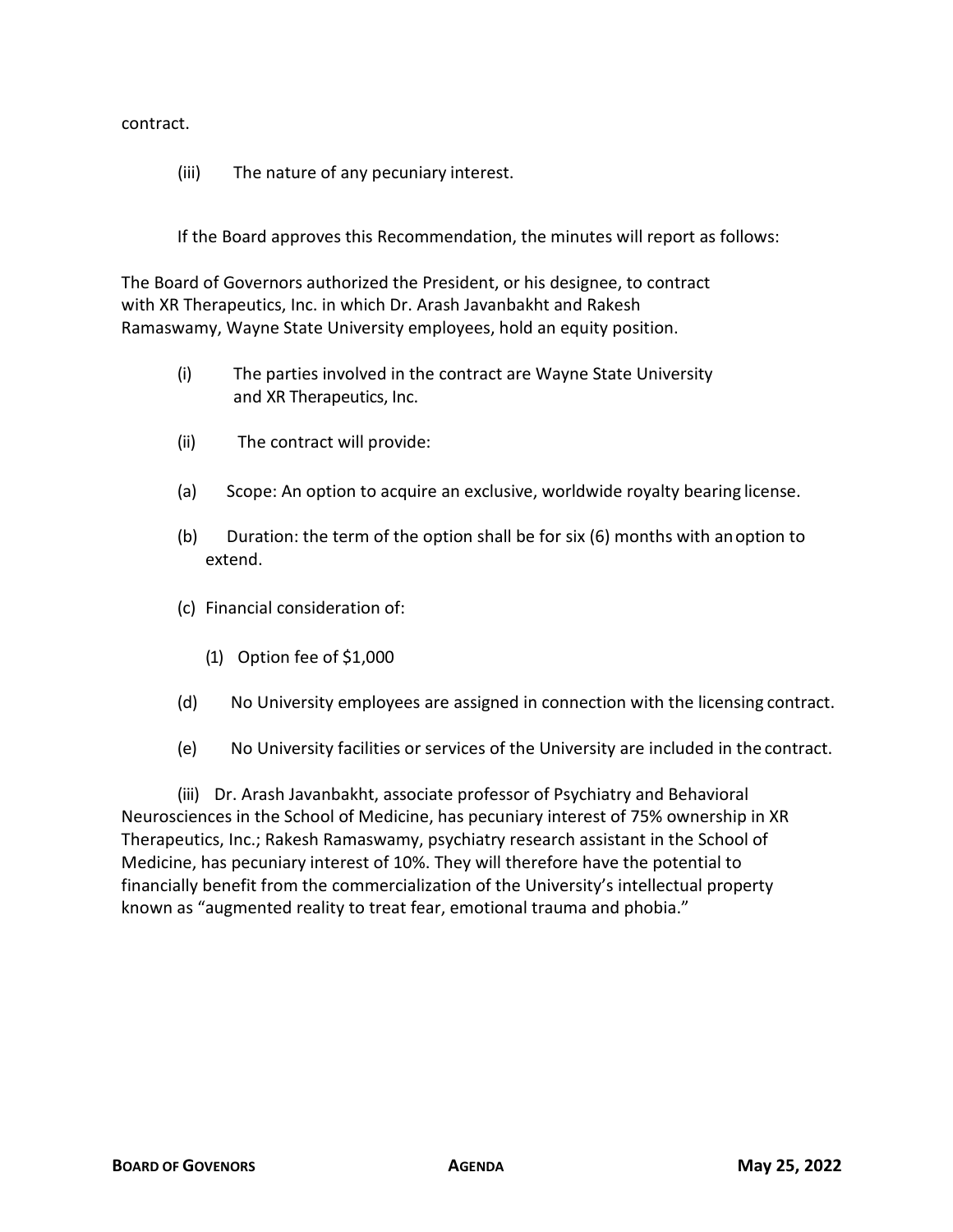contract.

(iii) The nature of any pecuniary interest.

If the Board approves this Recommendation, the minutes will report as follows:

The Board of Governors authorized the President, or his designee, to contract with XR Therapeutics, Inc. in which Dr. Arash Javanbakht and Rakesh Ramaswamy, Wayne State University employees, hold an equity position.

(i) The parties involved in the contract are Wayne State University and XR Therapeutics, Inc.

(ii) The contract will provide:

(a) Scope: An option to acquire an exclusive, worldwide royalty bearing license.

(b) Duration: the term of the option shall be for six (6) months with an option to extend.

(c) Financial consideration of:

(1) Option fee of $1,000

(d) No University employees are assigned in connection with the licensing contract.

(e) No University facilities or services of the University are included in the contract.

(iii) Dr. Arash Javanbakht, associate professor of Psychiatry and Behavioral Neurosciences in the School of Medicine, has pecuniary interest of 75% ownership in XR Therapeutics, Inc.; Rakesh Ramaswamy, psychiatry research assistant in the School of Medicine, has pecuniary interest of 10%. They will therefore have the potential to financially benefit from the commercialization of the University's intellectual property known as "augmented reality to treat fear, emotional trauma and phobia."